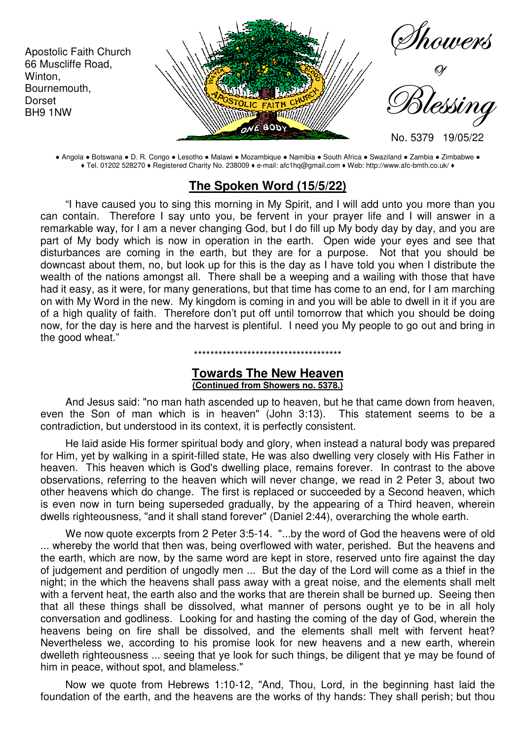Apostolic Faith Church
66 Muscliffe Road,
Winton,
Bournemouth,
Dorset
BH9 1NW

# Showers of Blessing

No. 5379 19/05/22

● Angola ● Botswana ● D. R. Congo ● Lesotho ● Malawi ● Mozambique ● Namibia ● South Africa ● Swaziland ● Zambia ● Zimbabwe ●
♦ Tel. 01202 528270 ♦ Registered Charity No. 238009 ♦ e-mail: afc1hq@gmail.com ♦ Web: http://www.afc-bmth.co.uk/ ♦

## The Spoken Word (15/5/22)

"I have caused you to sing this morning in My Spirit, and I will add unto you more than you can contain. Therefore I say unto you, be fervent in your prayer life and I will answer in a remarkable way, for I am a never changing God, but I do fill up My body day by day, and you are part of My body which is now in operation in the earth. Open wide your eyes and see that disturbances are coming in the earth, but they are for a purpose. Not that you should be downcast about them, no, but look up for this is the day as I have told you when I distribute the wealth of the nations amongst all. There shall be a weeping and a wailing with those that have had it easy, as it were, for many generations, but that time has come to an end, for I am marching on with My Word in the new. My kingdom is coming in and you will be able to dwell in it if you are of a high quality of faith. Therefore don't put off until tomorrow that which you should be doing now, for the day is here and the harvest is plentiful. I need you My people to go out and bring in the good wheat."

\*\*\*\*\*\*\*\*\*\*\*\*\*\*\*\*\*\*\*\*\*\*\*\*\*\*\*\*\*\*\*\*\*\*\*\*\*

## Towards The New Heaven

**(Continued from Showers no. 5378.)**

And Jesus said: "no man hath ascended up to heaven, but he that came down from heaven, even the Son of man which is in heaven" (John 3:13). This statement seems to be a contradiction, but understood in its context, it is perfectly consistent.

He laid aside His former spiritual body and glory, when instead a natural body was prepared for Him, yet by walking in a spirit-filled state, He was also dwelling very closely with His Father in heaven. This heaven which is God's dwelling place, remains forever. In contrast to the above observations, referring to the heaven which will never change, we read in 2 Peter 3, about two other heavens which do change. The first is replaced or succeeded by a Second heaven, which is even now in turn being superseded gradually, by the appearing of a Third heaven, wherein dwells righteousness, "and it shall stand forever" (Daniel 2:44), overarching the whole earth.

We now quote excerpts from 2 Peter 3:5-14. "...by the word of God the heavens were of old ... whereby the world that then was, being overflowed with water, perished. But the heavens and the earth, which are now, by the same word are kept in store, reserved unto fire against the day of judgement and perdition of ungodly men ... But the day of the Lord will come as a thief in the night; in the which the heavens shall pass away with a great noise, and the elements shall melt with a fervent heat, the earth also and the works that are therein shall be burned up. Seeing then that all these things shall be dissolved, what manner of persons ought ye to be in all holy conversation and godliness. Looking for and hasting the coming of the day of God, wherein the heavens being on fire shall be dissolved, and the elements shall melt with fervent heat? Nevertheless we, according to his promise look for new heavens and a new earth, wherein dwelleth righteousness ... seeing that ye look for such things, be diligent that ye may be found of him in peace, without spot, and blameless."

Now we quote from Hebrews 1:10-12, "And, Thou, Lord, in the beginning hast laid the foundation of the earth, and the heavens are the works of thy hands: They shall perish; but thou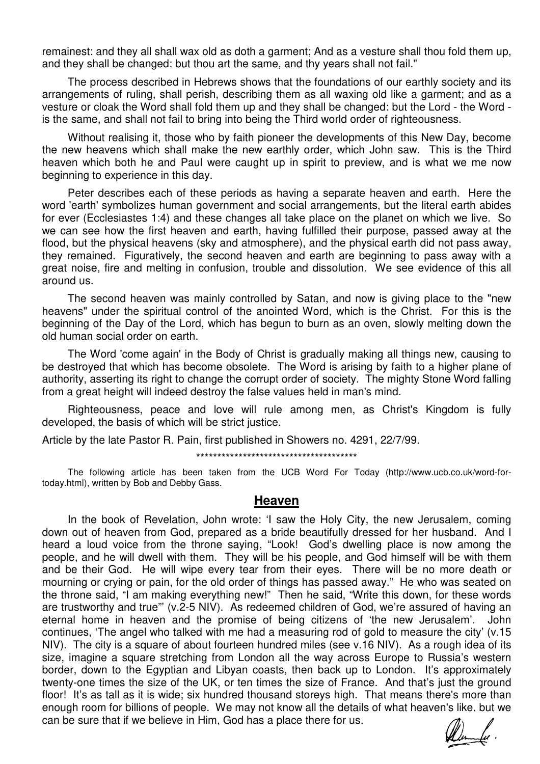remainest: and they all shall wax old as doth a garment; And as a vesture shall thou fold them up, and they shall be changed: but thou art the same, and thy years shall not fail."

The process described in Hebrews shows that the foundations of our earthly society and its arrangements of ruling, shall perish, describing them as all waxing old like a garment; and as a vesture or cloak the Word shall fold them up and they shall be changed: but the Lord - the Word - is the same, and shall not fail to bring into being the Third world order of righteousness.

Without realising it, those who by faith pioneer the developments of this New Day, become the new heavens which shall make the new earthly order, which John saw. This is the Third heaven which both he and Paul were caught up in spirit to preview, and is what we me now beginning to experience in this day.

Peter describes each of these periods as having a separate heaven and earth. Here the word 'earth' symbolizes human government and social arrangements, but the literal earth abides for ever (Ecclesiastes 1:4) and these changes all take place on the planet on which we live. So we can see how the first heaven and earth, having fulfilled their purpose, passed away at the flood, but the physical heavens (sky and atmosphere), and the physical earth did not pass away, they remained. Figuratively, the second heaven and earth are beginning to pass away with a great noise, fire and melting in confusion, trouble and dissolution. We see evidence of this all around us.

The second heaven was mainly controlled by Satan, and now is giving place to the "new heavens" under the spiritual control of the anointed Word, which is the Christ. For this is the beginning of the Day of the Lord, which has begun to burn as an oven, slowly melting down the old human social order on earth.

The Word 'come again' in the Body of Christ is gradually making all things new, causing to be destroyed that which has become obsolete. The Word is arising by faith to a higher plane of authority, asserting its right to change the corrupt order of society. The mighty Stone Word falling from a great height will indeed destroy the false values held in man's mind.

Righteousness, peace and love will rule among men, as Christ's Kingdom is fully developed, the basis of which will be strict justice.

Article by the late Pastor R. Pain, first published in Showers no. 4291, 22/7/99.

\*\*\*\*\*\*\*\*\*\*\*\*\*\*\*\*\*\*\*\*\*\*\*\*\*\*\*\*\*\*\*\*\*\*\*\*\*\*\*\*

The following article has been taken from the UCB Word For Today (http://www.ucb.co.uk/word-for-today.html), written by Bob and Debby Gass.

## Heaven

In the book of Revelation, John wrote: 'I saw the Holy City, the new Jerusalem, coming down out of heaven from God, prepared as a bride beautifully dressed for her husband. And I heard a loud voice from the throne saying, "Look! God's dwelling place is now among the people, and he will dwell with them. They will be his people, and God himself will be with them and be their God. He will wipe every tear from their eyes. There will be no more death or mourning or crying or pain, for the old order of things has passed away." He who was seated on the throne said, "I am making everything new!" Then he said, "Write this down, for these words are trustworthy and true"' (v.2-5 NIV). As redeemed children of God, we're assured of having an eternal home in heaven and the promise of being citizens of 'the new Jerusalem'. John continues, 'The angel who talked with me had a measuring rod of gold to measure the city' (v.15 NIV). The city is a square of about fourteen hundred miles (see v.16 NIV). As a rough idea of its size, imagine a square stretching from London all the way across Europe to Russia's western border, down to the Egyptian and Libyan coasts, then back up to London. It's approximately twenty-one times the size of the UK, or ten times the size of France. And that's just the ground floor! It's as tall as it is wide; six hundred thousand storeys high. That means there's more than enough room for billions of people. We may not know all the details of what heaven's like, but we can be sure that if we believe in Him, God has a place there for us.